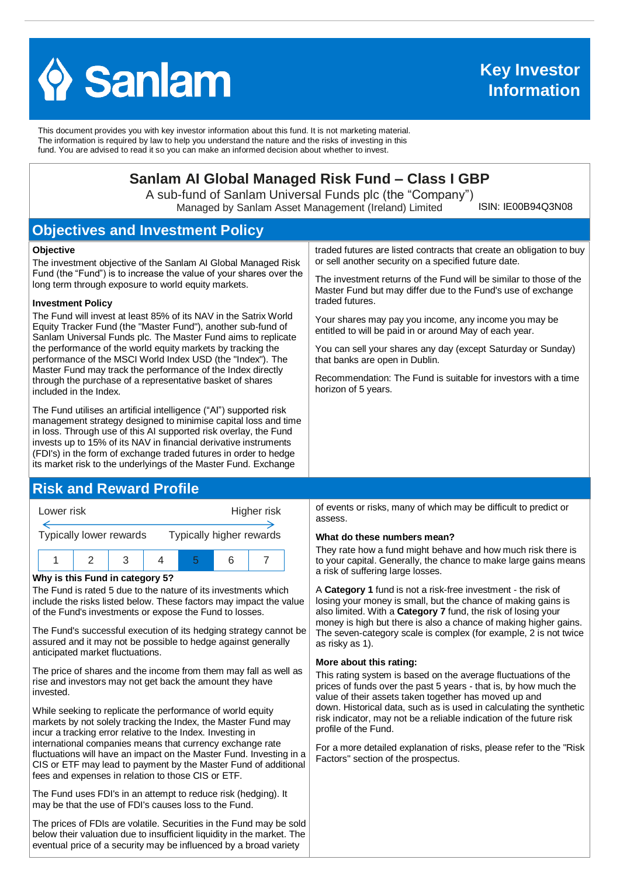# Key Investor Information

This document provides you with key investor information about this fund. It is not marketing material. The information is required by law to help you understand the nature and the risks of investing in this fund. You are advised to read it so you can make an informed decision about whether to invest.

## Sanlam AI Global Managed Risk Fund – Class I GBP

A sub-fund of Sanlam Universal Funds plc (the "Company")

Managed by Sanlam Asset Management (Ireland) Limited

ISIN: IE00B94Q3N08

## Objectives and Investment Policy

### Objective

The investment objective of the Sanlam AI Global Managed Risk Fund (the "Fund") is to increase the value of your shares over the long term through exposure to world equity markets.

### Investment Policy

The Fund will invest at least 85% of its NAV in the Satrix World Equity Tracker Fund (the "Master Fund"), another sub-fund of Sanlam Universal Funds plc. The Master Fund aims to replicate the performance of the world equity markets by tracking the performance of the MSCI World Index USD (the "Index"). The Master Fund may track the performance of the Index directly through the purchase of a representative basket of shares included in the Index.

The Fund utilises an artificial intelligence ("AI") supported risk management strategy designed to minimise capital loss and time in loss. Through use of this AI supported risk overlay, the Fund invests up to 15% of its NAV in financial derivative instruments (FDI's) in the form of exchange traded futures in order to hedge its market risk to the underlyings of the Master Fund. Exchange traded futures are listed contracts that create an obligation to buy or sell another security on a specified future date.

The investment returns of the Fund will be similar to those of the Master Fund but may differ due to the Fund's use of exchange traded futures.

Your shares may pay you income, any income you may be entitled to will be paid in or around May of each year.

You can sell your shares any day (except Saturday or Sunday) that banks are open in Dublin.

Recommendation: The Fund is suitable for investors with a time horizon of 5 years.

## Risk and Reward Profile

| Lower risk | | | | | | Higher risk |
|---|---|---|---|---|---|---|
| Typically lower rewards | | | | | | Typically higher rewards |
| 1 | 2 | 3 | 4 | **5** | 6 | 7 |

### Why is this Fund in category 5?

The Fund is rated 5 due to the nature of its investments which include the risks listed below. These factors may impact the value of the Fund's investments or expose the Fund to losses.

The Fund's successful execution of its hedging strategy cannot be assured and it may not be possible to hedge against generally anticipated market fluctuations.

The price of shares and the income from them may fall as well as rise and investors may not get back the amount they have invested.

While seeking to replicate the performance of world equity markets by not solely tracking the Index, the Master Fund may incur a tracking error relative to the Index. Investing in international companies means that currency exchange rate fluctuations will have an impact on the Master Fund. Investing in a CIS or ETF may lead to payment by the Master Fund of additional fees and expenses in relation to those CIS or ETF.

The Fund uses FDI's in an attempt to reduce risk (hedging). It may be that the use of FDI's causes loss to the Fund.

The prices of FDIs are volatile. Securities in the Fund may be sold below their valuation due to insufficient liquidity in the market. The eventual price of a security may be influenced by a broad variety of events or risks, many of which may be difficult to predict or assess.

### What do these numbers mean?

They rate how a fund might behave and how much risk there is to your capital. Generally, the chance to make large gains means a risk of suffering large losses.

A **Category 1** fund is not a risk-free investment - the risk of losing your money is small, but the chance of making gains is also limited. With a **Category 7** fund, the risk of losing your money is high but there is also a chance of making higher gains. The seven-category scale is complex (for example, 2 is not twice as risky as 1).

### More about this rating:

This rating system is based on the average fluctuations of the prices of funds over the past 5 years - that is, by how much the value of their assets taken together has moved up and down. Historical data, such as is used in calculating the synthetic risk indicator, may not be a reliable indication of the future risk profile of the Fund.

For a more detailed explanation of risks, please refer to the "Risk Factors" section of the prospectus.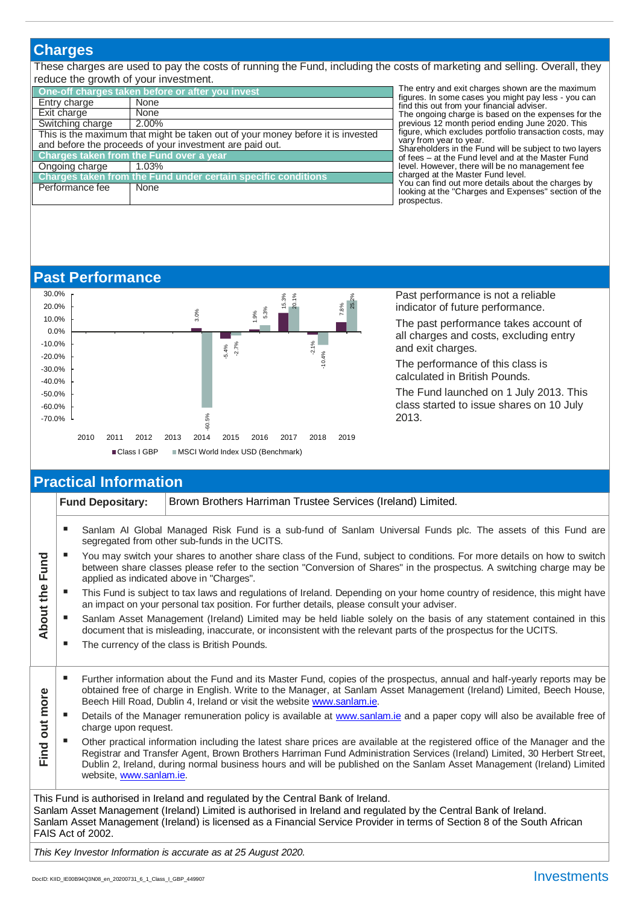## Charges

These charges are used to pay the costs of running the Fund, including the costs of marketing and selling. Overall, they reduce the growth of your investment.

| One-off charges taken before or after you invest | |
|---|---|
| Entry charge | None |
| Exit charge | None |
| Switching charge | 2.00% |
| This is the maximum that might be taken out of your money before it is invested and before the proceeds of your investment are paid out. | |
| **Charges taken from the Fund over a year** | |
| Ongoing charge | 1.03% |
| **Charges taken from the Fund under certain specific conditions** | |
| Performance fee | None |

The entry and exit charges shown are the maximum figures. In some cases you might pay less - you can find this out from your financial adviser.

The ongoing charge is based on the expenses for the previous 12 month period ending June 2020. This figure, which excludes portfolio transaction costs, may vary from year to year.

Shareholders in the Fund will be subject to two layers of fees – at the Fund level and at the Master Fund level. However, there will be no management fee charged at the Master Fund level.

You can find out more details about the charges by looking at the "Charges and Expenses" section of the prospectus.

## Past Performance

30.0%
20.0%
10.0%
0.0%
-10.0%
-20.0%
-30.0%
-40.0%
-50.0%
-60.0%
-70.0%

2010 2011 2012 2013 2014 2015 2016 2017 2018 2019

3.0% -60.5% -5.4% -2.7% 1.9% 5.3% 15.3% 20.1% -2.1% -10.4% 7.8% 25.2%

Class I GBP
MSCI World Index USD (Benchmark)

Past performance is not a reliable indicator of future performance.

The past performance takes account of all charges and costs, excluding entry and exit charges.

The performance of this class is calculated in British Pounds.

The Fund launched on 1 July 2013. This class started to issue shares on 10 July 2013.

## Practical Information

**Fund Depositary:** Brown Brothers Harriman Trustee Services (Ireland) Limited.

### About the Fund

- Sanlam AI Global Managed Risk Fund is a sub-fund of Sanlam Universal Funds plc. The assets of this Fund are segregated from other sub-funds in the UCITS.
- You may switch your shares to another share class of the Fund, subject to conditions. For more details on how to switch between share classes please refer to the section "Conversion of Shares" in the prospectus. A switching charge may be applied as indicated above in "Charges".
- This Fund is subject to tax laws and regulations of Ireland. Depending on your home country of residence, this might have an impact on your personal tax position. For further details, please consult your adviser.
- Sanlam Asset Management (Ireland) Limited may be held liable solely on the basis of any statement contained in this document that is misleading, inaccurate, or inconsistent with the relevant parts of the prospectus for the UCITS.
- The currency of the class is British Pounds.

### Find out more

- Further information about the Fund and its Master Fund, copies of the prospectus, annual and half-yearly reports may be obtained free of charge in English. Write to the Manager, at Sanlam Asset Management (Ireland) Limited, Beech House, Beech Hill Road, Dublin 4, Ireland or visit the website www.sanlam.ie.
- Details of the Manager remuneration policy is available at www.sanlam.ie and a paper copy will also be available free of charge upon request.
- Other practical information including the latest share prices are available at the registered office of the Manager and the Registrar and Transfer Agent, Brown Brothers Harriman Fund Administration Services (Ireland) Limited, 30 Herbert Street, Dublin 2, Ireland, during normal business hours and will be published on the Sanlam Asset Management (Ireland) Limited website, www.sanlam.ie.

This Fund is authorised in Ireland and regulated by the Central Bank of Ireland.
Sanlam Asset Management (Ireland) Limited is authorised in Ireland and regulated by the Central Bank of Ireland.
Sanlam Asset Management (Ireland) is licensed as a Financial Service Provider in terms of Section 8 of the South African FAIS Act of 2002.

*This Key Investor Information is accurate as at 25 August 2020.*

DocID: KIID_IE00B94Q3N08_en_20200731_6_1_Class_I_GBP_449907

Investments